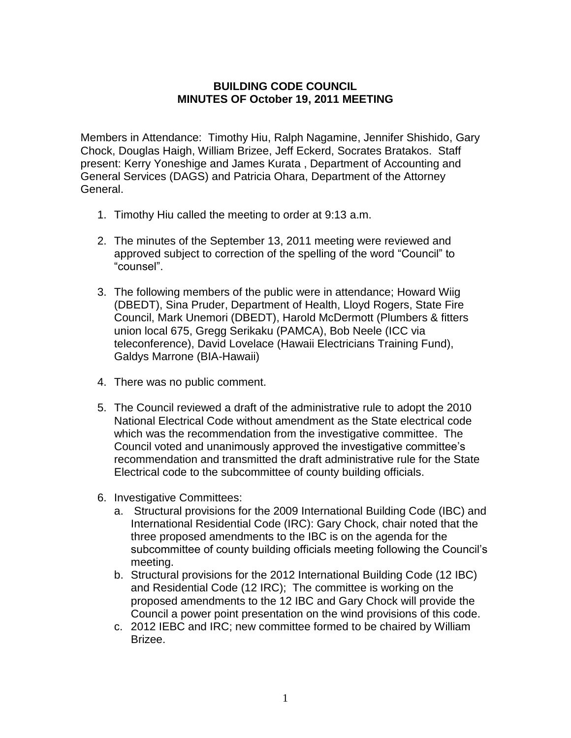**BUILDING CODE COUNCIL**
**MINUTES OF October 19, 2011 MEETING**

Members in Attendance: Timothy Hiu, Ralph Nagamine, Jennifer Shishido, Gary Chock, Douglas Haigh, William Brizee, Jeff Eckerd, Socrates Bratakos. Staff present: Kerry Yoneshige and James Kurata , Department of Accounting and General Services (DAGS) and Patricia Ohara, Department of the Attorney General.

1. Timothy Hiu called the meeting to order at 9:13 a.m.

2. The minutes of the September 13, 2011 meeting were reviewed and approved subject to correction of the spelling of the word "Council" to "counsel".

3. The following members of the public were in attendance; Howard Wiig (DBEDT), Sina Pruder, Department of Health, Lloyd Rogers, State Fire Council, Mark Unemori (DBEDT), Harold McDermott (Plumbers & fitters union local 675, Gregg Serikaku (PAMCA), Bob Neele (ICC via teleconference), David Lovelace (Hawaii Electricians Training Fund), Galdys Marrone (BIA-Hawaii)

4. There was no public comment.

5. The Council reviewed a draft of the administrative rule to adopt the 2010 National Electrical Code without amendment as the State electrical code which was the recommendation from the investigative committee. The Council voted and unanimously approved the investigative committee's recommendation and transmitted the draft administrative rule for the State Electrical code to the subcommittee of county building officials.

6. Investigative Committees:
   a. Structural provisions for the 2009 International Building Code (IBC) and International Residential Code (IRC): Gary Chock, chair noted that the three proposed amendments to the IBC is on the agenda for the subcommittee of county building officials meeting following the Council's meeting.
   b. Structural provisions for the 2012 International Building Code (12 IBC) and Residential Code (12 IRC); The committee is working on the proposed amendments to the 12 IBC and Gary Chock will provide the Council a power point presentation on the wind provisions of this code.
   c. 2012 IEBC and IRC; new committee formed to be chaired by William Brizee.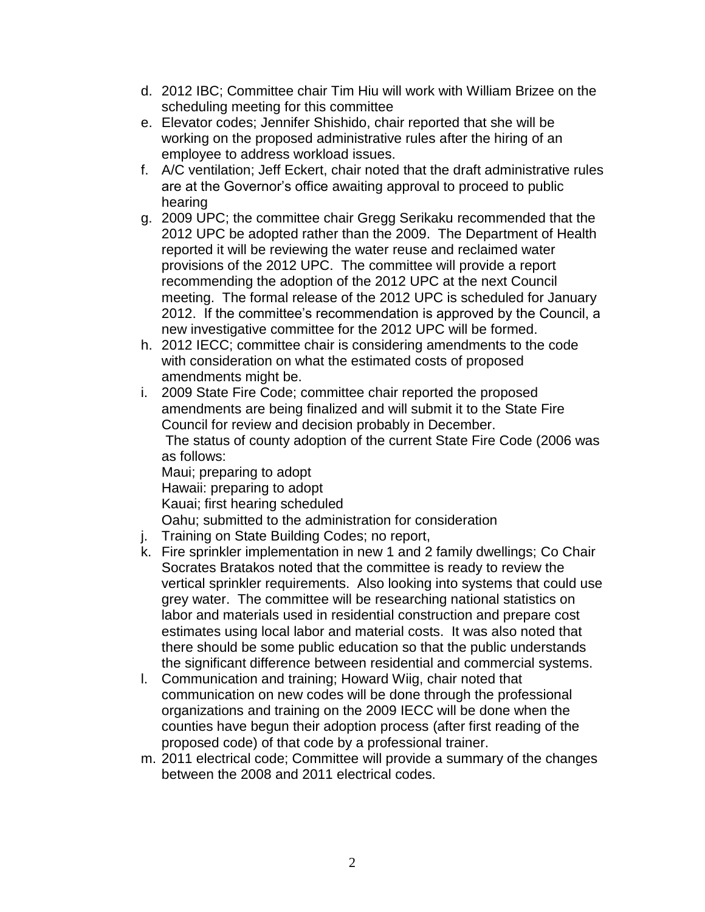d. 2012 IBC; Committee chair Tim Hiu will work with William Brizee on the scheduling meeting for this committee
e. Elevator codes; Jennifer Shishido, chair reported that she will be working on the proposed administrative rules after the hiring of an employee to address workload issues.
f. A/C ventilation; Jeff Eckert, chair noted that the draft administrative rules are at the Governor's office awaiting approval to proceed to public hearing
g. 2009 UPC; the committee chair Gregg Serikaku recommended that the 2012 UPC be adopted rather than the 2009. The Department of Health reported it will be reviewing the water reuse and reclaimed water provisions of the 2012 UPC. The committee will provide a report recommending the adoption of the 2012 UPC at the next Council meeting. The formal release of the 2012 UPC is scheduled for January 2012. If the committee's recommendation is approved by the Council, a new investigative committee for the 2012 UPC will be formed.
h. 2012 IECC; committee chair is considering amendments to the code with consideration on what the estimated costs of proposed amendments might be.
i. 2009 State Fire Code; committee chair reported the proposed amendments are being finalized and will submit it to the State Fire Council for review and decision probably in December.
   The status of county adoption of the current State Fire Code (2006 was as follows:
   Maui; preparing to adopt
   Hawaii: preparing to adopt
   Kauai; first hearing scheduled
   Oahu; submitted to the administration for consideration
j. Training on State Building Codes; no report,
k. Fire sprinkler implementation in new 1 and 2 family dwellings; Co Chair Socrates Bratakos noted that the committee is ready to review the vertical sprinkler requirements. Also looking into systems that could use grey water. The committee will be researching national statistics on labor and materials used in residential construction and prepare cost estimates using local labor and material costs. It was also noted that there should be some public education so that the public understands the significant difference between residential and commercial systems.
l. Communication and training; Howard Wiig, chair noted that communication on new codes will be done through the professional organizations and training on the 2009 IECC will be done when the counties have begun their adoption process (after first reading of the proposed code) of that code by a professional trainer.
m. 2011 electrical code; Committee will provide a summary of the changes between the 2008 and 2011 electrical codes.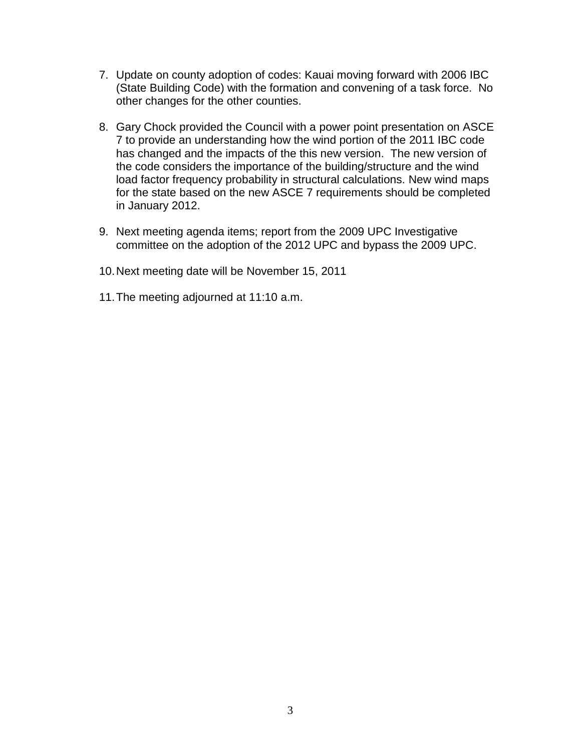7. Update on county adoption of codes: Kauai moving forward with 2006 IBC (State Building Code) with the formation and convening of a task force. No other changes for the other counties.

8. Gary Chock provided the Council with a power point presentation on ASCE 7 to provide an understanding how the wind portion of the 2011 IBC code has changed and the impacts of the this new version. The new version of the code considers the importance of the building/structure and the wind load factor frequency probability in structural calculations. New wind maps for the state based on the new ASCE 7 requirements should be completed in January 2012.

9. Next meeting agenda items; report from the 2009 UPC Investigative committee on the adoption of the 2012 UPC and bypass the 2009 UPC.

10. Next meeting date will be November 15, 2011

11. The meeting adjourned at 11:10 a.m.